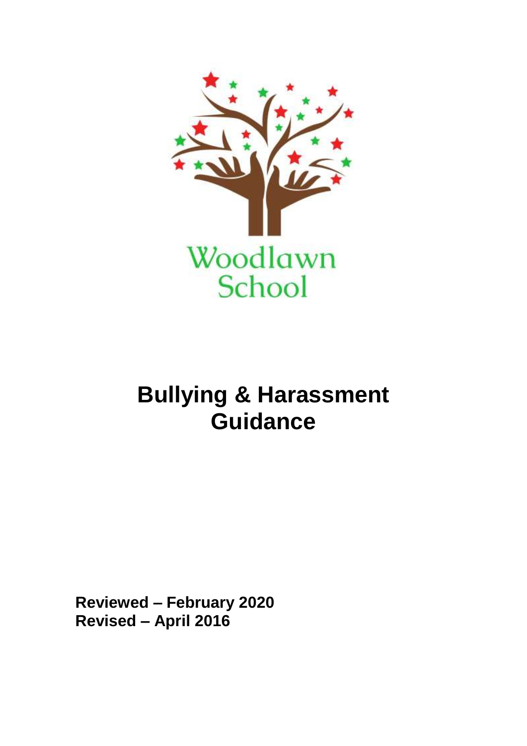Woodlawn School

# Bullying & Harassment Guidance

**Reviewed – February 2020**
**Revised – April 2016**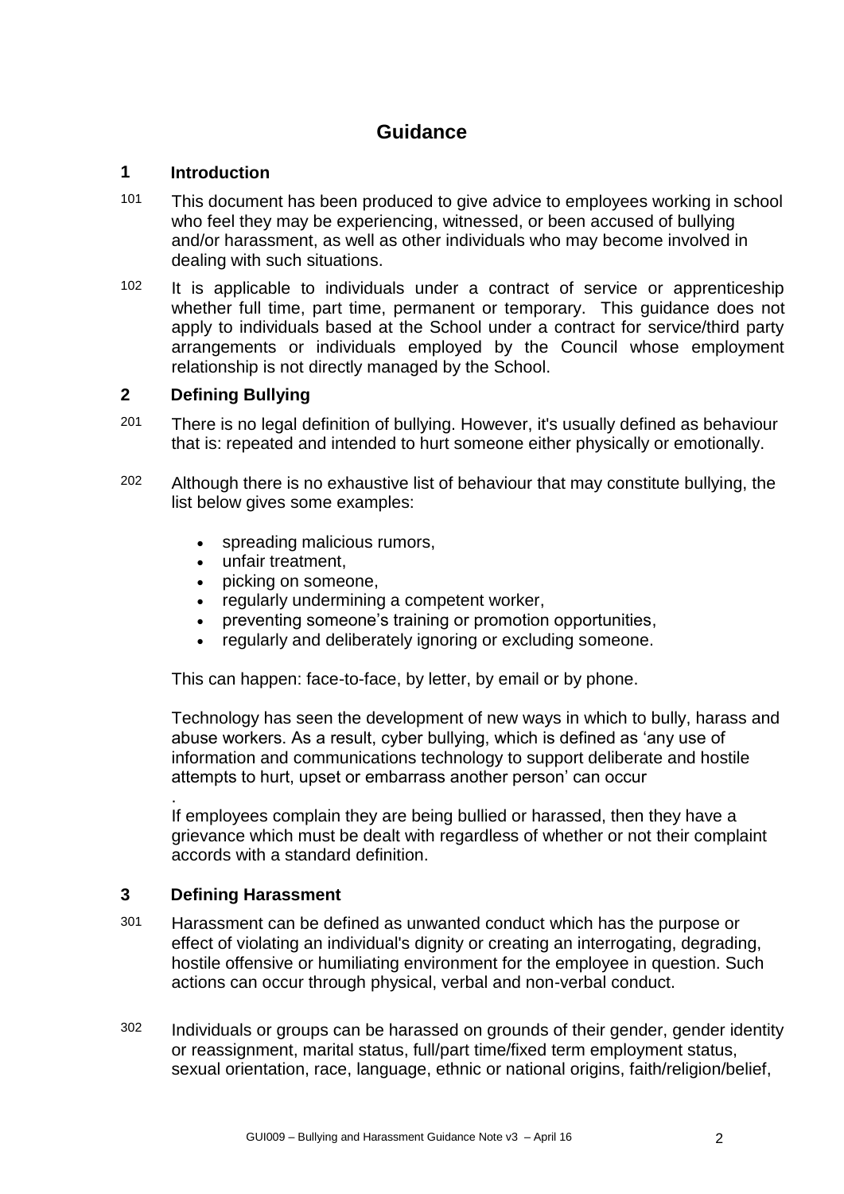# Guidance

## 1 Introduction

101 This document has been produced to give advice to employees working in school who feel they may be experiencing, witnessed, or been accused of bullying and/or harassment, as well as other individuals who may become involved in dealing with such situations.

102 It is applicable to individuals under a contract of service or apprenticeship whether full time, part time, permanent or temporary. This guidance does not apply to individuals based at the School under a contract for service/third party arrangements or individuals employed by the Council whose employment relationship is not directly managed by the School.

## 2 Defining Bullying

201 There is no legal definition of bullying. However, it's usually defined as behaviour that is: repeated and intended to hurt someone either physically or emotionally.

202 Although there is no exhaustive list of behaviour that may constitute bullying, the list below gives some examples:

- spreading malicious rumors,
- unfair treatment,
- picking on someone,
- regularly undermining a competent worker,
- preventing someone's training or promotion opportunities,
- regularly and deliberately ignoring or excluding someone.

This can happen: face-to-face, by letter, by email or by phone.

Technology has seen the development of new ways in which to bully, harass and abuse workers. As a result, cyber bullying, which is defined as 'any use of information and communications technology to support deliberate and hostile attempts to hurt, upset or embarrass another person' can occur
.

If employees complain they are being bullied or harassed, then they have a grievance which must be dealt with regardless of whether or not their complaint accords with a standard definition.

## 3 Defining Harassment

301 Harassment can be defined as unwanted conduct which has the purpose or effect of violating an individual's dignity or creating an interrogating, degrading, hostile offensive or humiliating environment for the employee in question. Such actions can occur through physical, verbal and non-verbal conduct.

302 Individuals or groups can be harassed on grounds of their gender, gender identity or reassignment, marital status, full/part time/fixed term employment status, sexual orientation, race, language, ethnic or national origins, faith/religion/belief,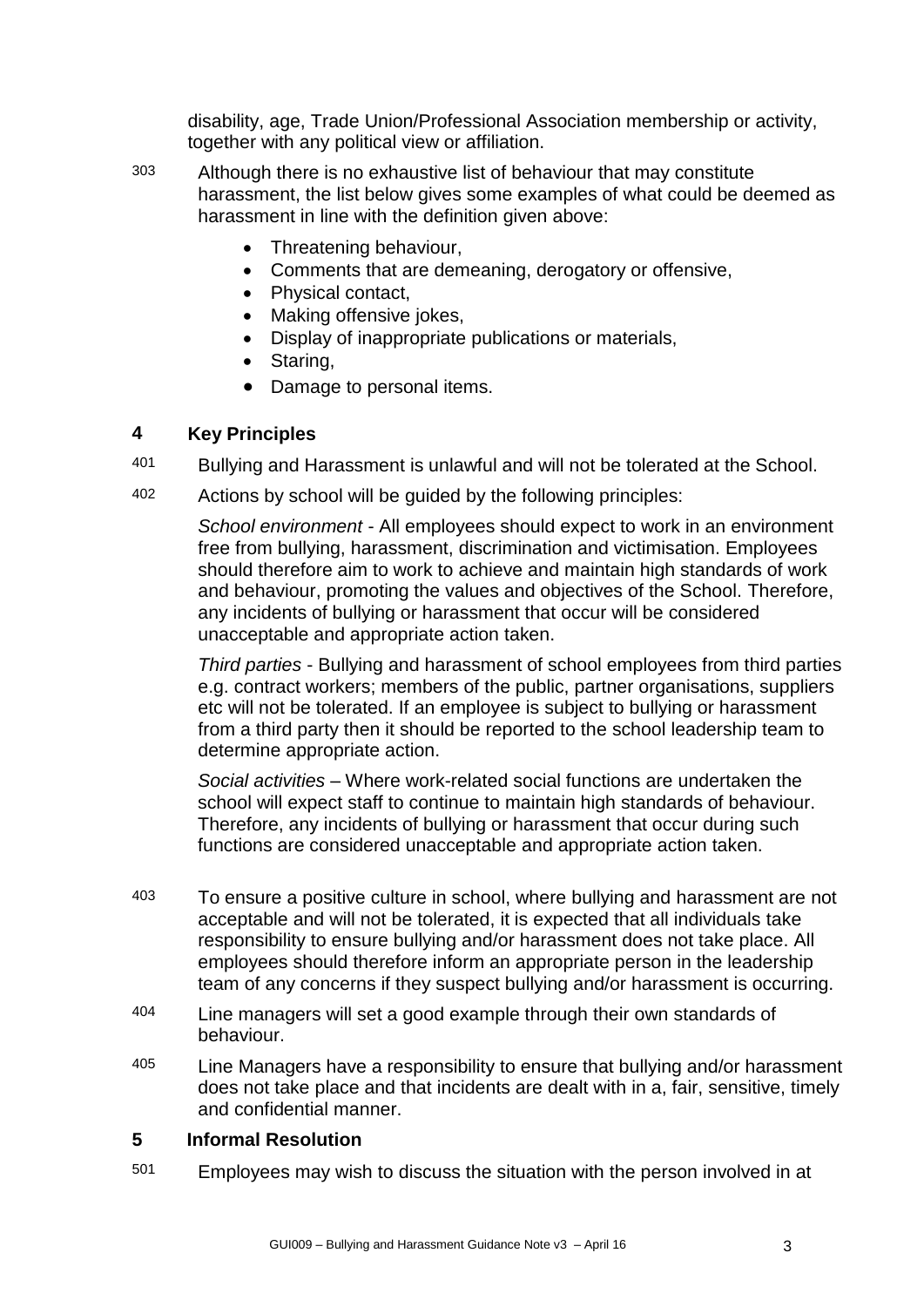disability, age, Trade Union/Professional Association membership or activity, together with any political view or affiliation.

303 Although there is no exhaustive list of behaviour that may constitute harassment, the list below gives some examples of what could be deemed as harassment in line with the definition given above:

- Threatening behaviour,
- Comments that are demeaning, derogatory or offensive,
- Physical contact,
- Making offensive jokes,
- Display of inappropriate publications or materials,
- Staring,
- Damage to personal items.

## 4 Key Principles

401 Bullying and Harassment is unlawful and will not be tolerated at the School.

402 Actions by school will be guided by the following principles:

*School environment* - All employees should expect to work in an environment free from bullying, harassment, discrimination and victimisation. Employees should therefore aim to work to achieve and maintain high standards of work and behaviour, promoting the values and objectives of the School. Therefore, any incidents of bullying or harassment that occur will be considered unacceptable and appropriate action taken.

*Third parties* - Bullying and harassment of school employees from third parties e.g. contract workers; members of the public, partner organisations, suppliers etc will not be tolerated. If an employee is subject to bullying or harassment from a third party then it should be reported to the school leadership team to determine appropriate action.

*Social activities* – Where work-related social functions are undertaken the school will expect staff to continue to maintain high standards of behaviour. Therefore, any incidents of bullying or harassment that occur during such functions are considered unacceptable and appropriate action taken.

403 To ensure a positive culture in school, where bullying and harassment are not acceptable and will not be tolerated, it is expected that all individuals take responsibility to ensure bullying and/or harassment does not take place. All employees should therefore inform an appropriate person in the leadership team of any concerns if they suspect bullying and/or harassment is occurring.

404 Line managers will set a good example through their own standards of behaviour.

405 Line Managers have a responsibility to ensure that bullying and/or harassment does not take place and that incidents are dealt with in a, fair, sensitive, timely and confidential manner.

## 5 Informal Resolution

501 Employees may wish to discuss the situation with the person involved in at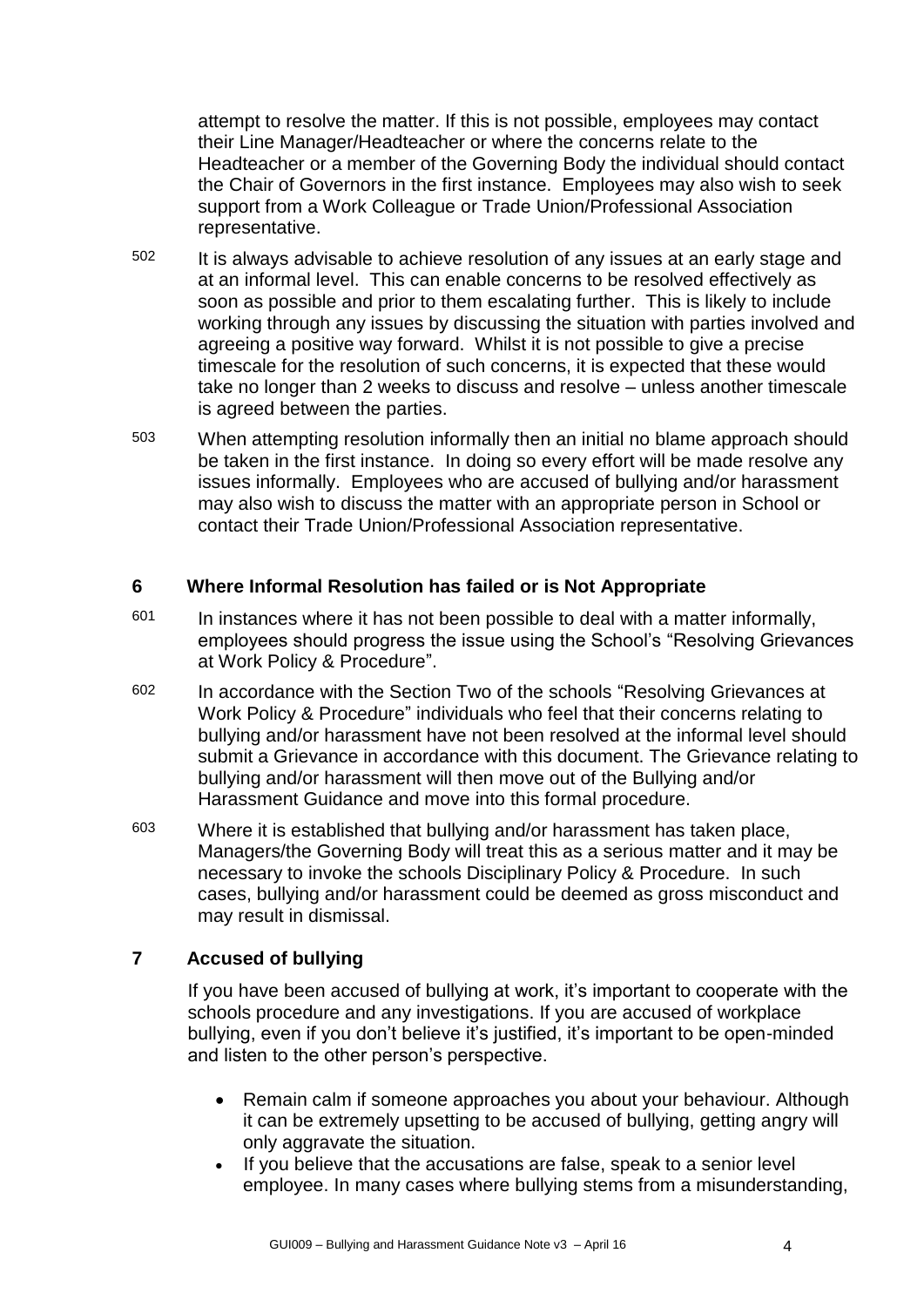attempt to resolve the matter. If this is not possible, employees may contact their Line Manager/Headteacher or where the concerns relate to the Headteacher or a member of the Governing Body the individual should contact the Chair of Governors in the first instance. Employees may also wish to seek support from a Work Colleague or Trade Union/Professional Association representative.

502 It is always advisable to achieve resolution of any issues at an early stage and at an informal level. This can enable concerns to be resolved effectively as soon as possible and prior to them escalating further. This is likely to include working through any issues by discussing the situation with parties involved and agreeing a positive way forward. Whilst it is not possible to give a precise timescale for the resolution of such concerns, it is expected that these would take no longer than 2 weeks to discuss and resolve – unless another timescale is agreed between the parties.

503 When attempting resolution informally then an initial no blame approach should be taken in the first instance. In doing so every effort will be made resolve any issues informally. Employees who are accused of bullying and/or harassment may also wish to discuss the matter with an appropriate person in School or contact their Trade Union/Professional Association representative.

## 6 Where Informal Resolution has failed or is Not Appropriate

601 In instances where it has not been possible to deal with a matter informally, employees should progress the issue using the School's "Resolving Grievances at Work Policy & Procedure".

602 In accordance with the Section Two of the schools "Resolving Grievances at Work Policy & Procedure" individuals who feel that their concerns relating to bullying and/or harassment have not been resolved at the informal level should submit a Grievance in accordance with this document. The Grievance relating to bullying and/or harassment will then move out of the Bullying and/or Harassment Guidance and move into this formal procedure.

603 Where it is established that bullying and/or harassment has taken place, Managers/the Governing Body will treat this as a serious matter and it may be necessary to invoke the schools Disciplinary Policy & Procedure. In such cases, bullying and/or harassment could be deemed as gross misconduct and may result in dismissal.

## 7 Accused of bullying

If you have been accused of bullying at work, it's important to cooperate with the schools procedure and any investigations. If you are accused of workplace bullying, even if you don't believe it's justified, it's important to be open-minded and listen to the other person's perspective.

- Remain calm if someone approaches you about your behaviour. Although it can be extremely upsetting to be accused of bullying, getting angry will only aggravate the situation.
- If you believe that the accusations are false, speak to a senior level employee. In many cases where bullying stems from a misunderstanding,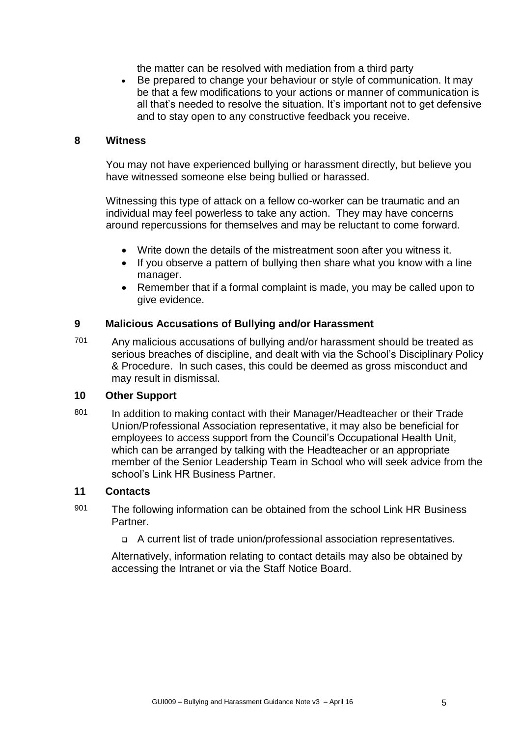the matter can be resolved with mediation from a third party

- Be prepared to change your behaviour or style of communication. It may be that a few modifications to your actions or manner of communication is all that's needed to resolve the situation. It's important not to get defensive and to stay open to any constructive feedback you receive.

## 8 Witness

You may not have experienced bullying or harassment directly, but believe you have witnessed someone else being bullied or harassed.

Witnessing this type of attack on a fellow co-worker can be traumatic and an individual may feel powerless to take any action. They may have concerns around repercussions for themselves and may be reluctant to come forward.

- Write down the details of the mistreatment soon after you witness it.
- If you observe a pattern of bullying then share what you know with a line manager.
- Remember that if a formal complaint is made, you may be called upon to give evidence.

## 9 Malicious Accusations of Bullying and/or Harassment

701 Any malicious accusations of bullying and/or harassment should be treated as serious breaches of discipline, and dealt with via the School's Disciplinary Policy & Procedure. In such cases, this could be deemed as gross misconduct and may result in dismissal.

## 10 Other Support

801 In addition to making contact with their Manager/Headteacher or their Trade Union/Professional Association representative, it may also be beneficial for employees to access support from the Council's Occupational Health Unit, which can be arranged by talking with the Headteacher or an appropriate member of the Senior Leadership Team in School who will seek advice from the school's Link HR Business Partner.

## 11 Contacts

901 The following information can be obtained from the school Link HR Business Partner.

- A current list of trade union/professional association representatives.

Alternatively, information relating to contact details may also be obtained by accessing the Intranet or via the Staff Notice Board.